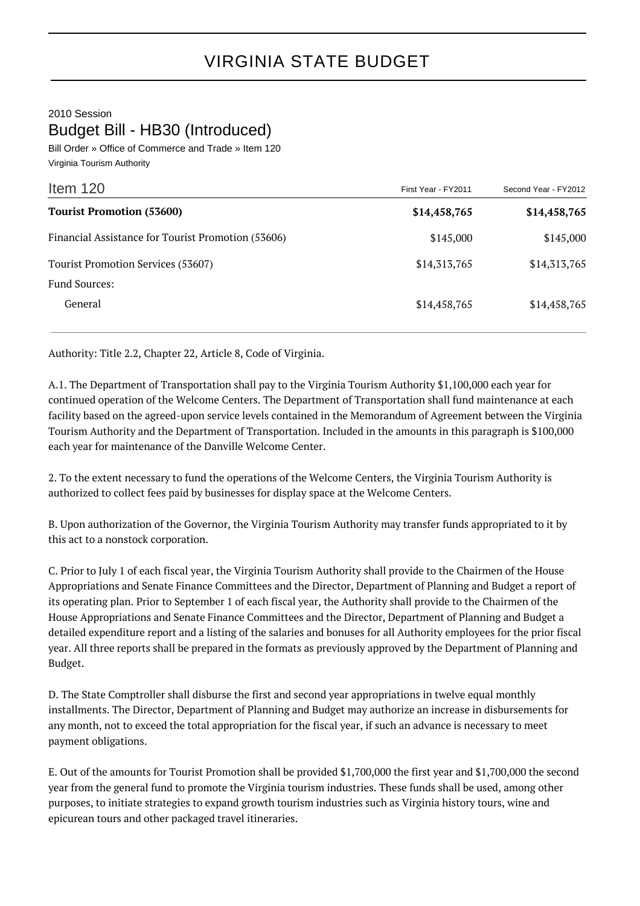# VIRGINIA STATE BUDGET

2010 Session

## Budget Bill - HB30 (Introduced)

Bill Order » Office of Commerce and Trade » Item 120

Virginia Tourism Authority

| Item 120 | First Year - FY2011 | Second Year - FY2012 |
|---|---|---|
| **Tourist Promotion (53600)** | **$14,458,765** | **$14,458,765** |
| Financial Assistance for Tourist Promotion (53606) | $145,000 | $145,000 |
| Tourist Promotion Services (53607) | $14,313,765 | $14,313,765 |
| Fund Sources: | | |
| General | $14,458,765 | $14,458,765 |

Authority: Title 2.2, Chapter 22, Article 8, Code of Virginia.

A.1. The Department of Transportation shall pay to the Virginia Tourism Authority $1,100,000 each year for continued operation of the Welcome Centers. The Department of Transportation shall fund maintenance at each facility based on the agreed-upon service levels contained in the Memorandum of Agreement between the Virginia Tourism Authority and the Department of Transportation. Included in the amounts in this paragraph is $100,000 each year for maintenance of the Danville Welcome Center.

2. To the extent necessary to fund the operations of the Welcome Centers, the Virginia Tourism Authority is authorized to collect fees paid by businesses for display space at the Welcome Centers.

B. Upon authorization of the Governor, the Virginia Tourism Authority may transfer funds appropriated to it by this act to a nonstock corporation.

C. Prior to July 1 of each fiscal year, the Virginia Tourism Authority shall provide to the Chairmen of the House Appropriations and Senate Finance Committees and the Director, Department of Planning and Budget a report of its operating plan. Prior to September 1 of each fiscal year, the Authority shall provide to the Chairmen of the House Appropriations and Senate Finance Committees and the Director, Department of Planning and Budget a detailed expenditure report and a listing of the salaries and bonuses for all Authority employees for the prior fiscal year. All three reports shall be prepared in the formats as previously approved by the Department of Planning and Budget.

D. The State Comptroller shall disburse the first and second year appropriations in twelve equal monthly installments. The Director, Department of Planning and Budget may authorize an increase in disbursements for any month, not to exceed the total appropriation for the fiscal year, if such an advance is necessary to meet payment obligations.

E. Out of the amounts for Tourist Promotion shall be provided $1,700,000 the first year and $1,700,000 the second year from the general fund to promote the Virginia tourism industries. These funds shall be used, among other purposes, to initiate strategies to expand growth tourism industries such as Virginia history tours, wine and epicurean tours and other packaged travel itineraries.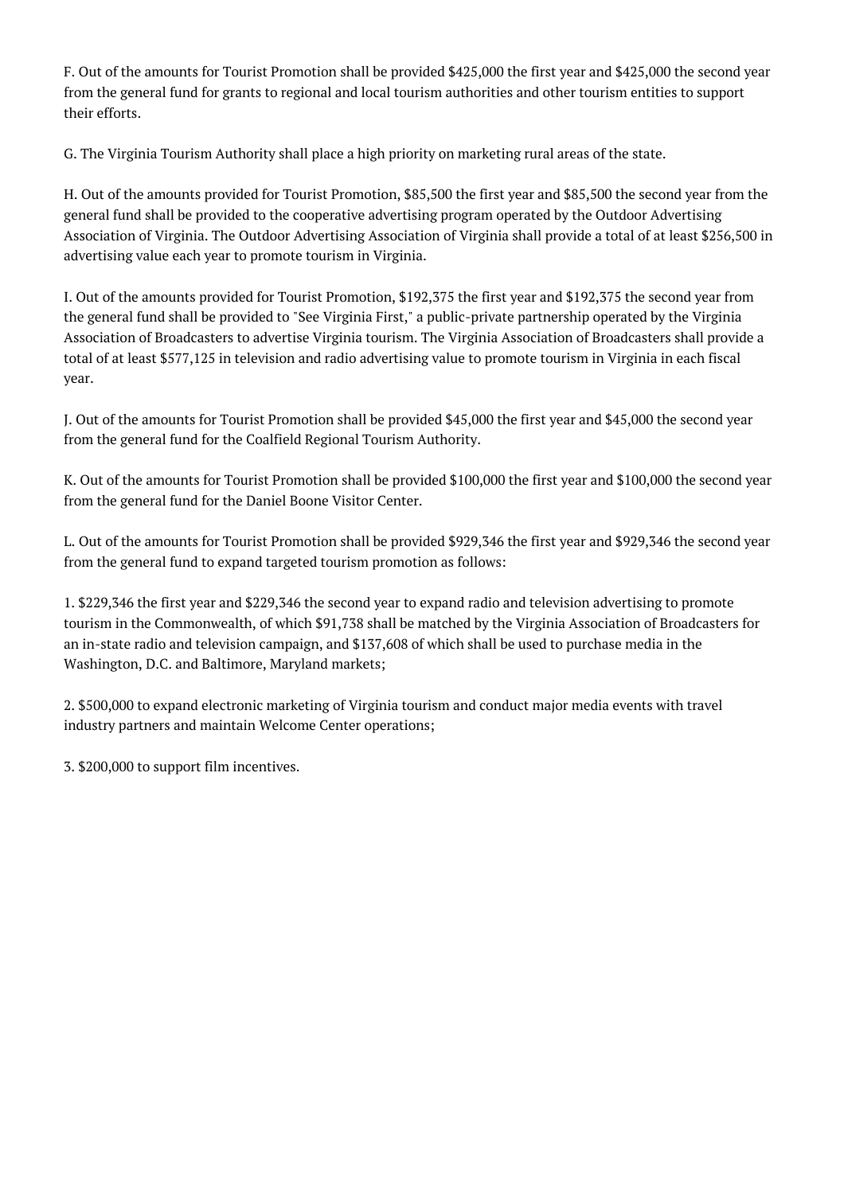F. Out of the amounts for Tourist Promotion shall be provided $425,000 the first year and $425,000 the second year from the general fund for grants to regional and local tourism authorities and other tourism entities to support their efforts.

G. The Virginia Tourism Authority shall place a high priority on marketing rural areas of the state.

H. Out of the amounts provided for Tourist Promotion, $85,500 the first year and $85,500 the second year from the general fund shall be provided to the cooperative advertising program operated by the Outdoor Advertising Association of Virginia. The Outdoor Advertising Association of Virginia shall provide a total of at least $256,500 in advertising value each year to promote tourism in Virginia.

I. Out of the amounts provided for Tourist Promotion, $192,375 the first year and $192,375 the second year from the general fund shall be provided to "See Virginia First," a public-private partnership operated by the Virginia Association of Broadcasters to advertise Virginia tourism. The Virginia Association of Broadcasters shall provide a total of at least $577,125 in television and radio advertising value to promote tourism in Virginia in each fiscal year.

J. Out of the amounts for Tourist Promotion shall be provided $45,000 the first year and $45,000 the second year from the general fund for the Coalfield Regional Tourism Authority.

K. Out of the amounts for Tourist Promotion shall be provided $100,000 the first year and $100,000 the second year from the general fund for the Daniel Boone Visitor Center.

L. Out of the amounts for Tourist Promotion shall be provided $929,346 the first year and $929,346 the second year from the general fund to expand targeted tourism promotion as follows:

1. $229,346 the first year and $229,346 the second year to expand radio and television advertising to promote tourism in the Commonwealth, of which $91,738 shall be matched by the Virginia Association of Broadcasters for an in-state radio and television campaign, and $137,608 of which shall be used to purchase media in the Washington, D.C. and Baltimore, Maryland markets;

2. $500,000 to expand electronic marketing of Virginia tourism and conduct major media events with travel industry partners and maintain Welcome Center operations;

3. $200,000 to support film incentives.